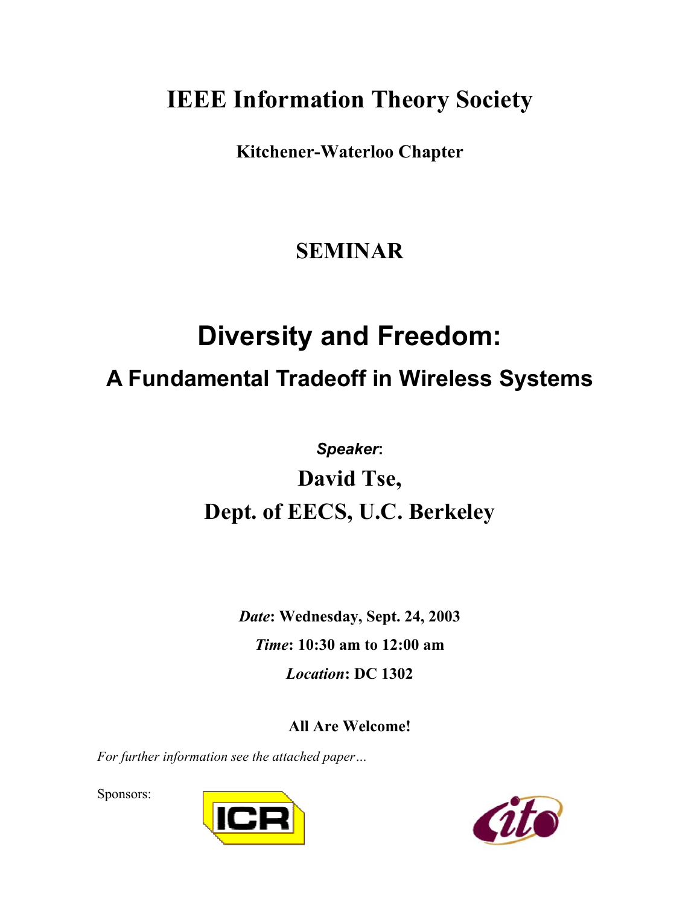# IEEE Information Theory Society

**Kitchener-Waterloo Chapter**

## SEMINAR

# Diversity and Freedom:

## A Fundamental Tradeoff in Wireless Systems

***Speaker*:**

**David Tse,**

**Dept. of EECS, U.C. Berkeley**

***Date*: Wednesday, Sept. 24, 2003**

***Time*: 10:30 am to 12:00 am**

***Location*: DC 1302**

**All Are Welcome!**

*For further information see the attached paper…*

Sponsors:

ICR

cito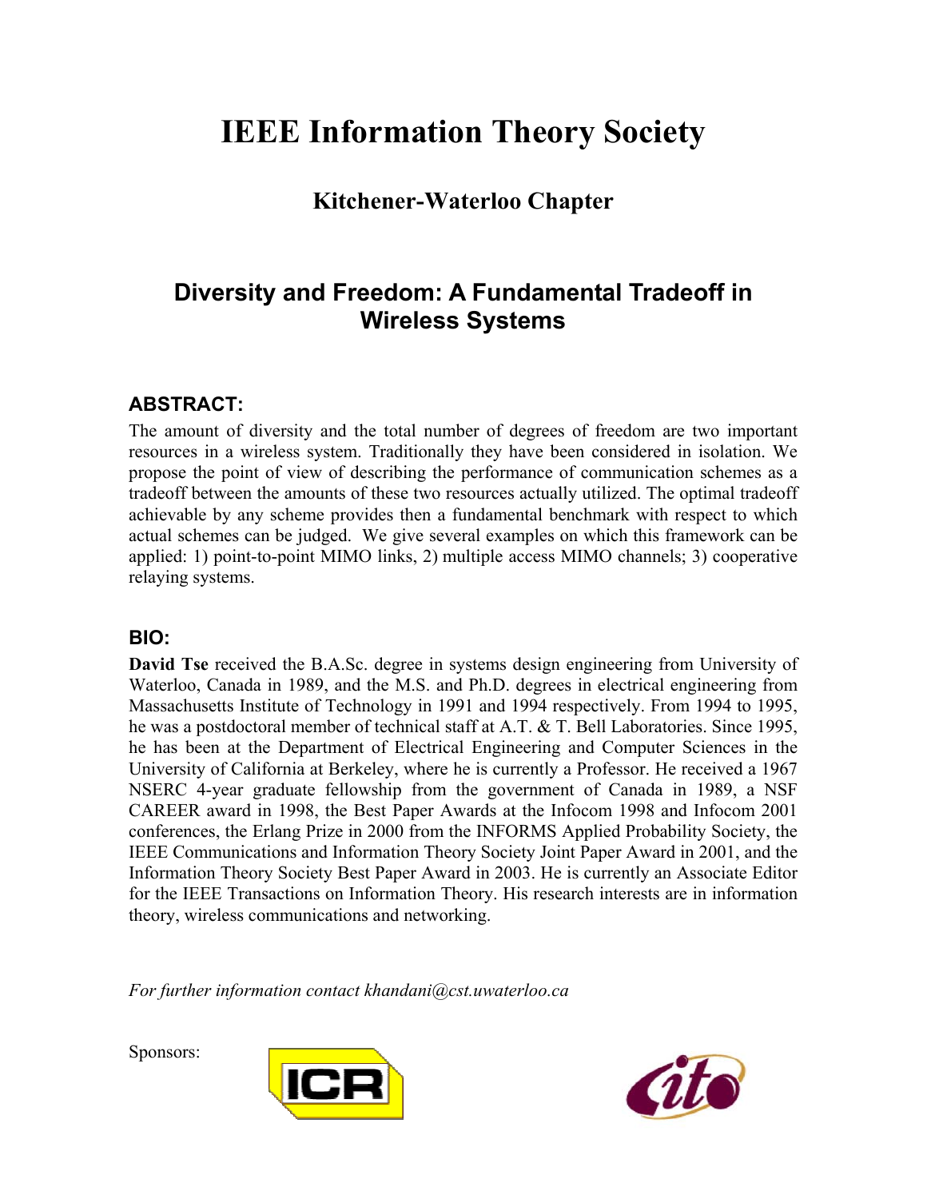# IEEE Information Theory Society

## Kitchener-Waterloo Chapter

## Diversity and Freedom: A Fundamental Tradeoff in Wireless Systems

### ABSTRACT:

The amount of diversity and the total number of degrees of freedom are two important resources in a wireless system. Traditionally they have been considered in isolation. We propose the point of view of describing the performance of communication schemes as a tradeoff between the amounts of these two resources actually utilized. The optimal tradeoff achievable by any scheme provides then a fundamental benchmark with respect to which actual schemes can be judged. We give several examples on which this framework can be applied: 1) point-to-point MIMO links, 2) multiple access MIMO channels; 3) cooperative relaying systems.

### BIO:

**David Tse** received the B.A.Sc. degree in systems design engineering from University of Waterloo, Canada in 1989, and the M.S. and Ph.D. degrees in electrical engineering from Massachusetts Institute of Technology in 1991 and 1994 respectively. From 1994 to 1995, he was a postdoctoral member of technical staff at A.T. & T. Bell Laboratories. Since 1995, he has been at the Department of Electrical Engineering and Computer Sciences in the University of California at Berkeley, where he is currently a Professor. He received a 1967 NSERC 4-year graduate fellowship from the government of Canada in 1989, a NSF CAREER award in 1998, the Best Paper Awards at the Infocom 1998 and Infocom 2001 conferences, the Erlang Prize in 2000 from the INFORMS Applied Probability Society, the IEEE Communications and Information Theory Society Joint Paper Award in 2001, and the Information Theory Society Best Paper Award in 2003. He is currently an Associate Editor for the IEEE Transactions on Information Theory. His research interests are in information theory, wireless communications and networking.

*For further information contact khandani@cst.uwaterloo.ca*

Sponsors: